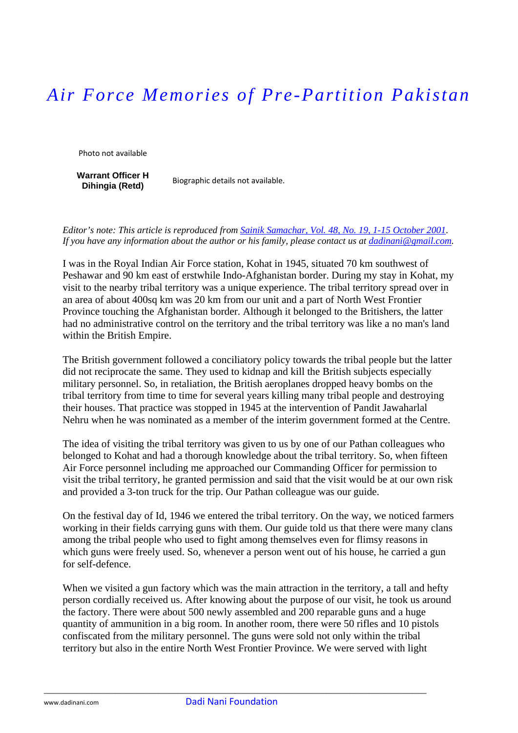# *Air Force Memories of Pre-Partition Pakistan*

Photo not available

**Warrant Officer H Dihingia (Retd)**

Biographic details not available.

*Editor's note: This article is reproduced from [Sainik Samachar, Vol. 48, No. 19, 1-15 October 2001](). If you have any information about the author or his family, please contact us at [dadinani@gmail.com]().*

I was in the Royal Indian Air Force station, Kohat in 1945, situated 70 km southwest of Peshawar and 90 km east of erstwhile Indo-Afghanistan border. During my stay in Kohat, my visit to the nearby tribal territory was a unique experience. The tribal territory spread over in an area of about 400sq km was 20 km from our unit and a part of North West Frontier Province touching the Afghanistan border. Although it belonged to the Britishers, the latter had no administrative control on the territory and the tribal territory was like a no man's land within the British Empire.

The British government followed a conciliatory policy towards the tribal people but the latter did not reciprocate the same. They used to kidnap and kill the British subjects especially military personnel. So, in retaliation, the British aeroplanes dropped heavy bombs on the tribal territory from time to time for several years killing many tribal people and destroying their houses. That practice was stopped in 1945 at the intervention of Pandit Jawaharlal Nehru when he was nominated as a member of the interim government formed at the Centre.

The idea of visiting the tribal territory was given to us by one of our Pathan colleagues who belonged to Kohat and had a thorough knowledge about the tribal territory. So, when fifteen Air Force personnel including me approached our Commanding Officer for permission to visit the tribal territory, he granted permission and said that the visit would be at our own risk and provided a 3-ton truck for the trip. Our Pathan colleague was our guide.

On the festival day of Id, 1946 we entered the tribal territory. On the way, we noticed farmers working in their fields carrying guns with them. Our guide told us that there were many clans among the tribal people who used to fight among themselves even for flimsy reasons in which guns were freely used. So, whenever a person went out of his house, he carried a gun for self-defence.

When we visited a gun factory which was the main attraction in the territory, a tall and hefty person cordially received us. After knowing about the purpose of our visit, he took us around the factory. There were about 500 newly assembled and 200 reparable guns and a huge quantity of ammunition in a big room. In another room, there were 50 rifles and 10 pistols confiscated from the military personnel. The guns were sold not only within the tribal territory but also in the entire North West Frontier Province. We were served with light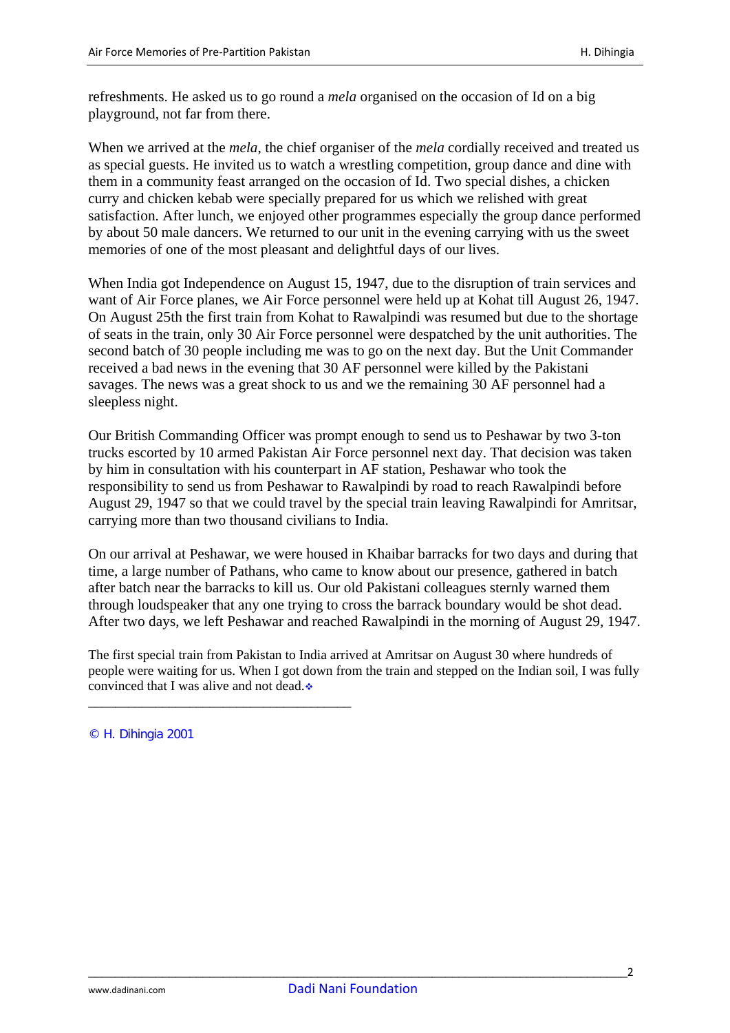refreshments. He asked us to go round a *mela* organised on the occasion of Id on a big playground, not far from there.

When we arrived at the *mela*, the chief organiser of the *mela* cordially received and treated us as special guests. He invited us to watch a wrestling competition, group dance and dine with them in a community feast arranged on the occasion of Id. Two special dishes, a chicken curry and chicken kebab were specially prepared for us which we relished with great satisfaction. After lunch, we enjoyed other programmes especially the group dance performed by about 50 male dancers. We returned to our unit in the evening carrying with us the sweet memories of one of the most pleasant and delightful days of our lives.

When India got Independence on August 15, 1947, due to the disruption of train services and want of Air Force planes, we Air Force personnel were held up at Kohat till August 26, 1947. On August 25th the first train from Kohat to Rawalpindi was resumed but due to the shortage of seats in the train, only 30 Air Force personnel were despatched by the unit authorities. The second batch of 30 people including me was to go on the next day. But the Unit Commander received a bad news in the evening that 30 AF personnel were killed by the Pakistani savages. The news was a great shock to us and we the remaining 30 AF personnel had a sleepless night.

Our British Commanding Officer was prompt enough to send us to Peshawar by two 3-ton trucks escorted by 10 armed Pakistan Air Force personnel next day. That decision was taken by him in consultation with his counterpart in AF station, Peshawar who took the responsibility to send us from Peshawar to Rawalpindi by road to reach Rawalpindi before August 29, 1947 so that we could travel by the special train leaving Rawalpindi for Amritsar, carrying more than two thousand civilians to India.

On our arrival at Peshawar, we were housed in Khaibar barracks for two days and during that time, a large number of Pathans, who came to know about our presence, gathered in batch after batch near the barracks to kill us. Our old Pakistani colleagues sternly warned them through loudspeaker that any one trying to cross the barrack boundary would be shot dead. After two days, we left Peshawar and reached Rawalpindi in the morning of August 29, 1947.

The first special train from Pakistan to India arrived at Amritsar on August 30 where hundreds of people were waiting for us. When I got down from the train and stepped on the Indian soil, I was fully convinced that I was alive and not dead.❖

---

© H. Dihingia 2001